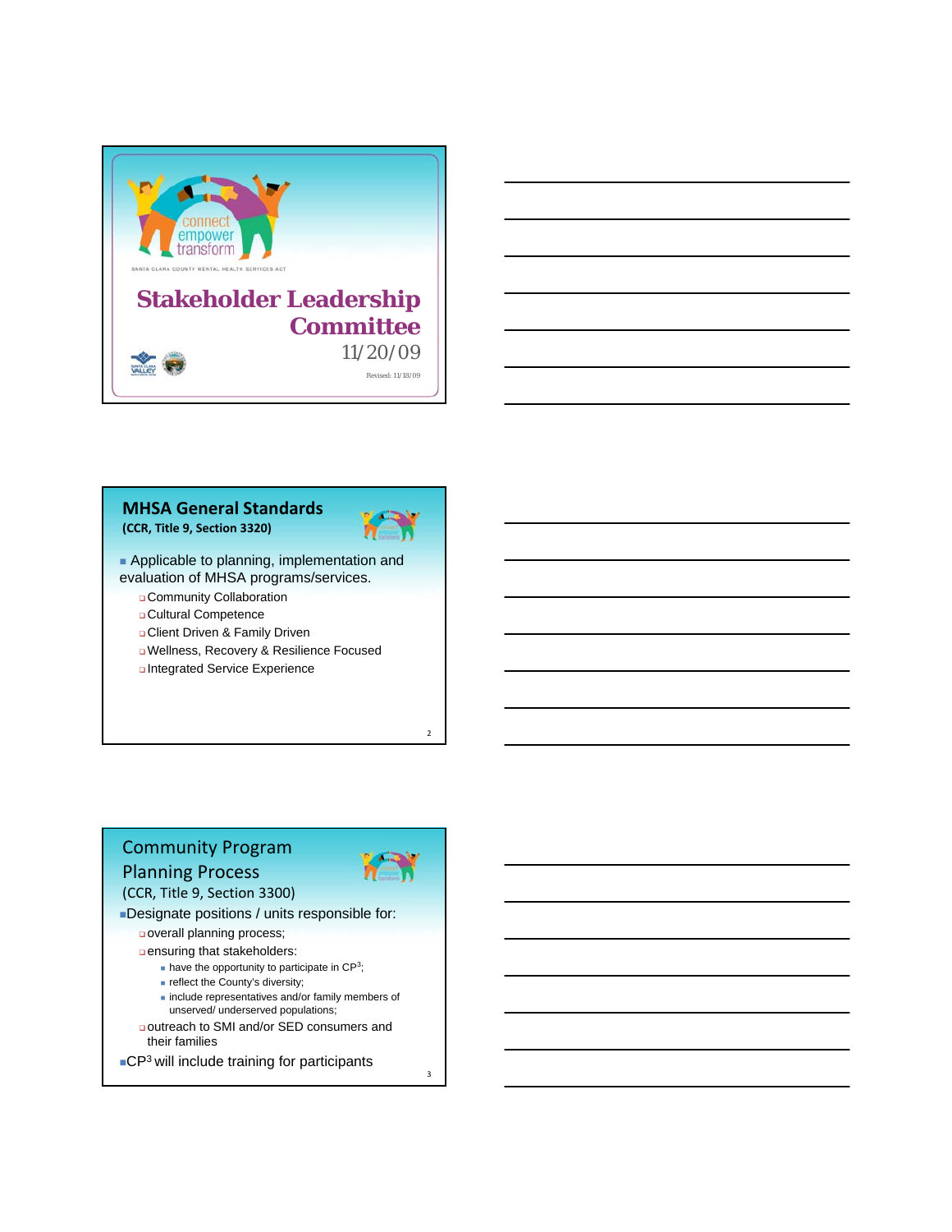connect
empower
transform

SANTA CLARA COUNTY MENTAL HEALTH SERVICES ACT

# Stakeholder Leadership Committee

11/20/09

Revised: 11/18/09

## MHSA General Standards
**(CCR, Title 9, Section 3320)**

- Applicable to planning, implementation and evaluation of MHSA programs/services.
  - Community Collaboration
  - Cultural Competence
  - Client Driven & Family Driven
  - Wellness, Recovery & Resilience Focused
  - Integrated Service Experience

## Community Program Planning Process
(CCR, Title 9, Section 3300)

- Designate positions / units responsible for:
  - overall planning process;
  - ensuring that stakeholders:
    - have the opportunity to participate in $CP^3$;
    - reflect the County's diversity;
    - include representatives and/or family members of unserved/ underserved populations;
  - outreach to SMI and/or SED consumers and their families
- $CP^3$ will include training for participants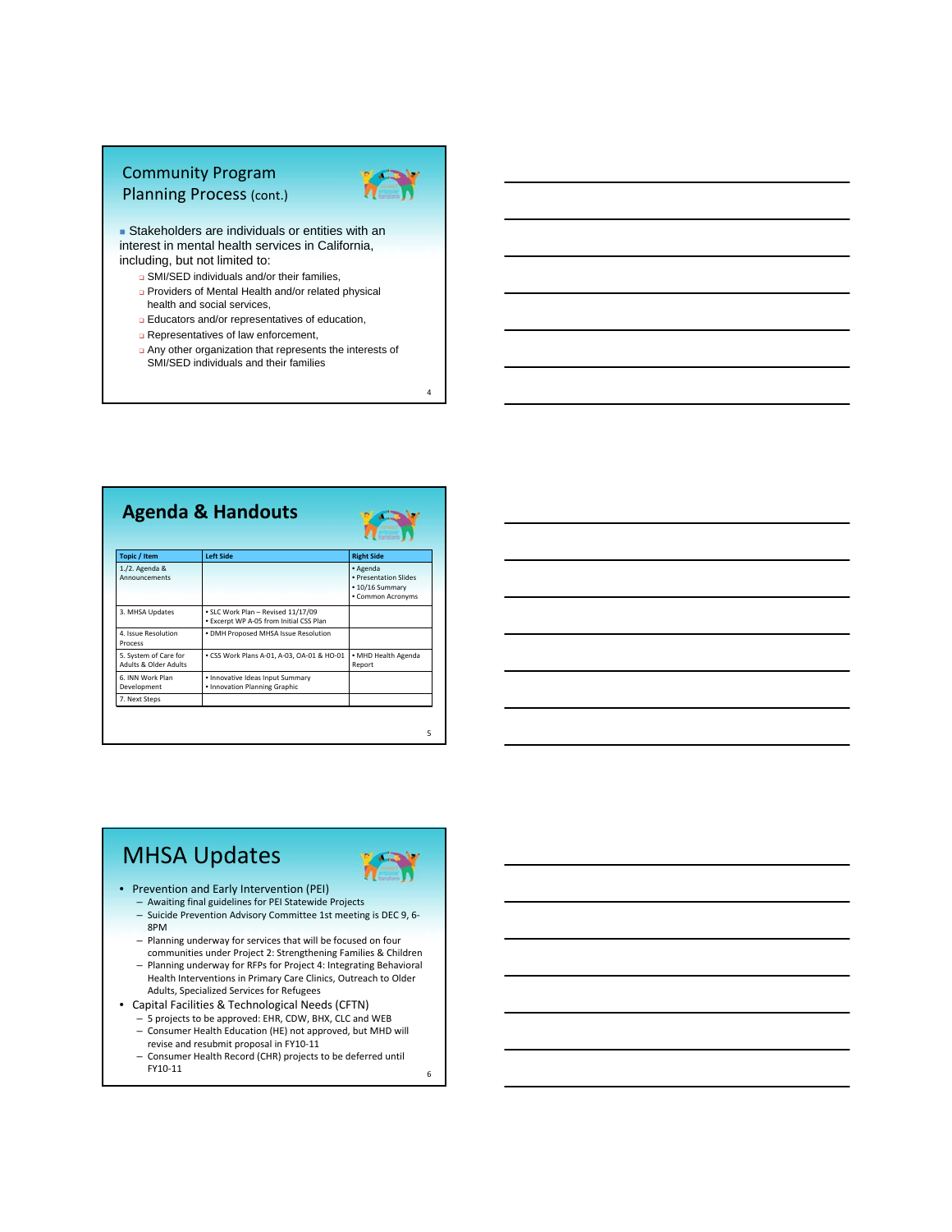## Community Program Planning Process (cont.)

- Stakeholders are individuals or entities with an interest in mental health services in California, including, but not limited to:
  - SMI/SED individuals and/or their families,
  - Providers of Mental Health and/or related physical health and social services,
  - Educators and/or representatives of education,
  - Representatives of law enforcement,
  - Any other organization that represents the interests of SMI/SED individuals and their families

## Agenda & Handouts

| Topic / Item | Left Side | Right Side |
|---|---|---|
| 1./2. Agenda & Announcements | | • Agenda<br>• Presentation Slides<br>• 10/16 Summary<br>• Common Acronyms |
| 3. MHSA Updates | • SLC Work Plan – Revised 11/17/09<br>• Excerpt WP A-05 from Initial CSS Plan | |
| 4. Issue Resolution Process | • DMH Proposed MHSA Issue Resolution | |
| 5. System of Care for Adults & Older Adults | • CSS Work Plans A-01, A-03, OA-01 & HO-01 | • MHD Health Agenda Report |
| 6. INN Work Plan Development | • Innovative Ideas Input Summary<br>• Innovation Planning Graphic | |
| 7. Next Steps | | |

## MHSA Updates

- Prevention and Early Intervention (PEI)
  - Awaiting final guidelines for PEI Statewide Projects
  - Suicide Prevention Advisory Committee 1st meeting is DEC 9, 6-8PM
  - Planning underway for services that will be focused on four communities under Project 2: Strengthening Families & Children
  - Planning underway for RFPs for Project 4: Integrating Behavioral Health Interventions in Primary Care Clinics, Outreach to Older Adults, Specialized Services for Refugees
- Capital Facilities & Technological Needs (CFTN)
  - 5 projects to be approved: EHR, CDW, BHX, CLC and WEB
  - Consumer Health Education (HE) not approved, but MHD will revise and resubmit proposal in FY10-11
  - Consumer Health Record (CHR) projects to be deferred until FY10-11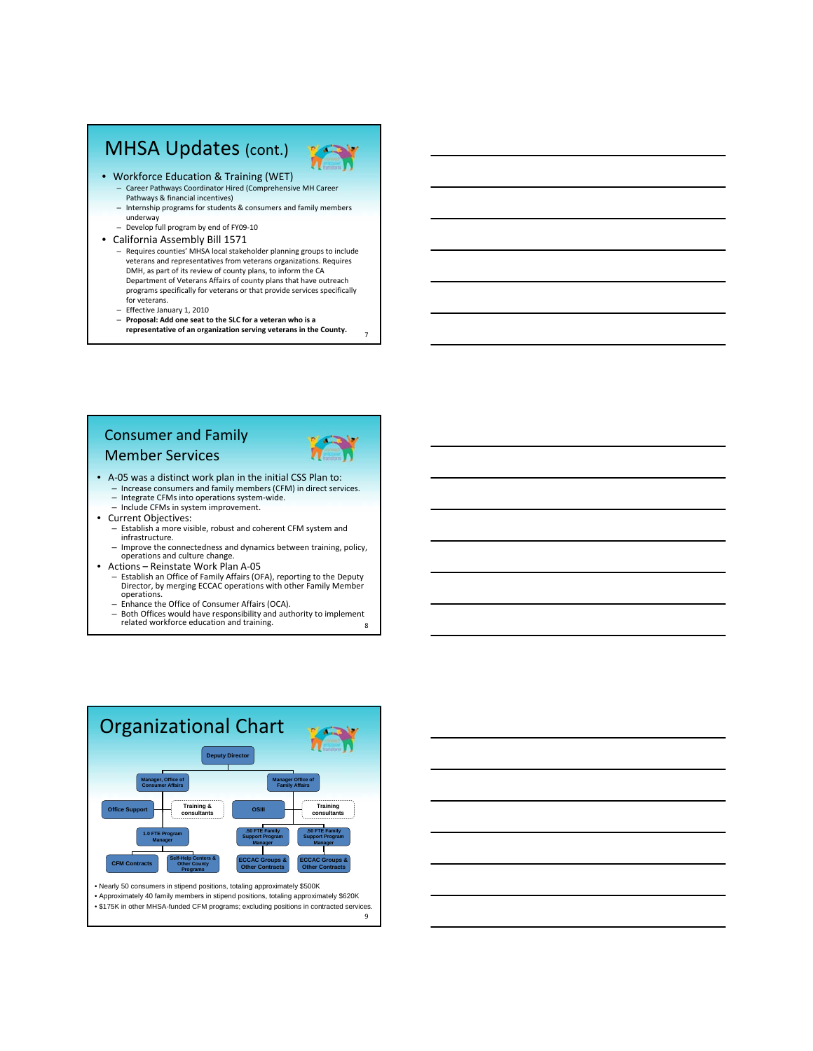# MHSA Updates (cont.)

- Workforce Education & Training (WET)
  - Career Pathways Coordinator Hired (Comprehensive MH Career Pathways & financial incentives)
  - Internship programs for students & consumers and family members underway
  - Develop full program by end of FY09-10
- California Assembly Bill 1571
  - Requires counties' MHSA local stakeholder planning groups to include veterans and representatives from veterans organizations. Requires DMH, as part of its review of county plans, to inform the CA Department of Veterans Affairs of county plans that have outreach programs specifically for veterans or that provide services specifically for veterans.
  - Effective January 1, 2010
  - **Proposal: Add one seat to the SLC for a veteran who is a representative of an organization serving veterans in the County.**

# Consumer and Family Member Services

- A-05 was a distinct work plan in the initial CSS Plan to:
  - Increase consumers and family members (CFM) in direct services.
  - Integrate CFMs into operations system-wide.
  - Include CFMs in system improvement.
- Current Objectives:
  - Establish a more visible, robust and coherent CFM system and infrastructure.
  - Improve the connectedness and dynamics between training, policy, operations and culture change.
- Actions – Reinstate Work Plan A-05
  - Establish an Office of Family Affairs (OFA), reporting to the Deputy Director, by merging ECCAC operations with other Family Member operations.
  - Enhance the Office of Consumer Affairs (OCA).
  - Both Offices would have responsibility and authority to implement related workforce education and training.

# Organizational Chart

- Deputy Director
  - Manager, Office of Consumer Affairs
    - Office Support
    - Training & consultants
    - 1.0 FTE Program Manager
      - CFM Contracts
      - Self-Help Centers & Other County Programs
  - Manager Office of Family Affairs
    - OSIII
    - Training consultants
    - .50 FTE Family Support Program Manager
      - ECCAC Groups & Other Contracts
    - .50 FTE Family Support Program Manager
      - ECCAC Groups & Other Contracts

- Nearly 50 consumers in stipend positions, totaling approximately $500K
- Approximately 40 family members in stipend positions, totaling approximately $620K
- $175K in other MHSA-funded CFM programs; excluding positions in contracted services.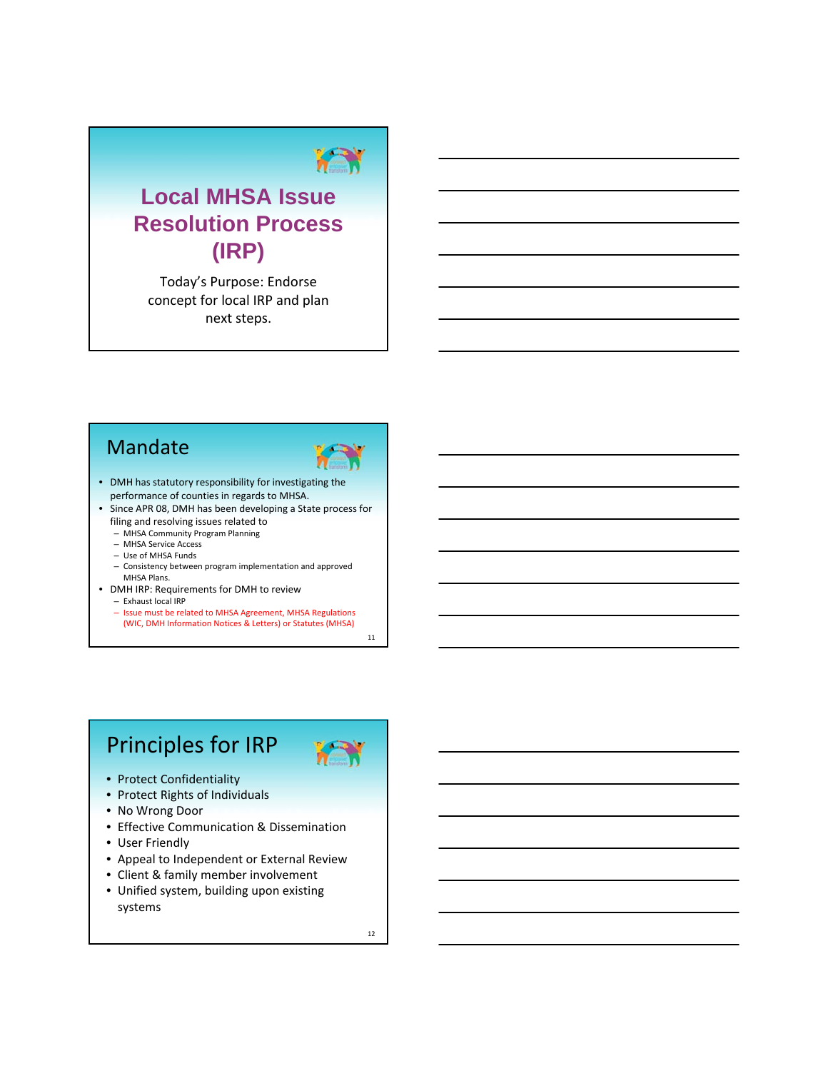# Local MHSA Issue Resolution Process (IRP)

Today's Purpose: Endorse concept for local IRP and plan next steps.

## Mandate

- DMH has statutory responsibility for investigating the performance of counties in regards to MHSA.
- Since APR 08, DMH has been developing a State process for filing and resolving issues related to
  - MHSA Community Program Planning
  - MHSA Service Access
  - Use of MHSA Funds
  - Consistency between program implementation and approved MHSA Plans.
- DMH IRP: Requirements for DMH to review
  - Exhaust local IRP
  - Issue must be related to MHSA Agreement, MHSA Regulations (WIC, DMH Information Notices & Letters) or Statutes (MHSA)

## Principles for IRP

- Protect Confidentiality
- Protect Rights of Individuals
- No Wrong Door
- Effective Communication & Dissemination
- User Friendly
- Appeal to Independent or External Review
- Client & family member involvement
- Unified system, building upon existing systems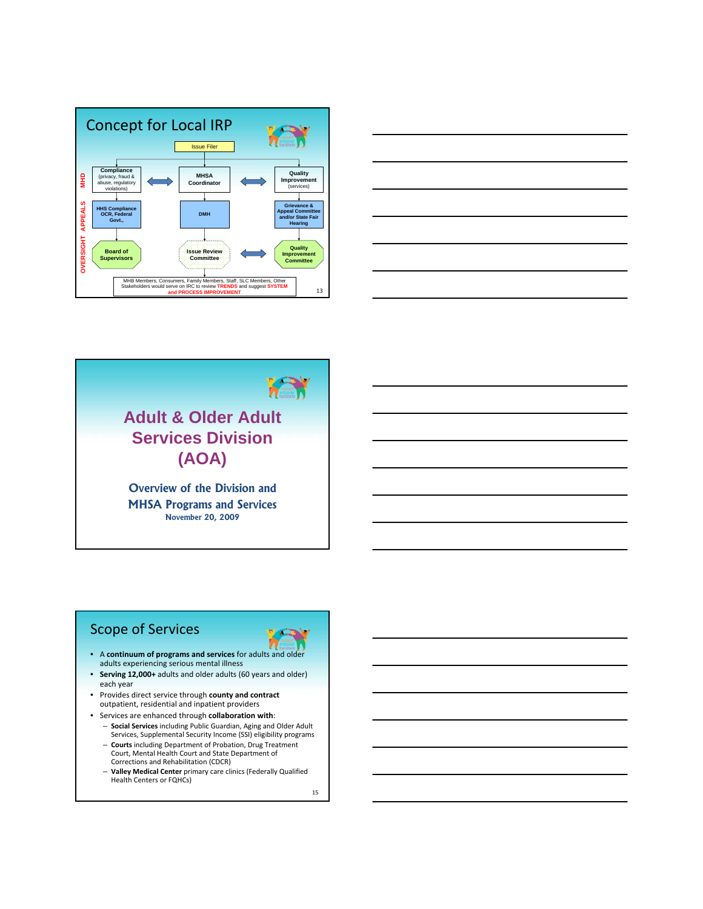## Concept for Local IRP

Issue Filer

| | | | | |
|---|---|---|---|---|
| MHD | **Compliance** (privacy, fraud & abuse, regulatory violations) | ⟷ | **MHSA Coordinator** | ⟷ | **Quality Improvement** (services) |
| APPEALS | **HHS Compliance OCR, Federal Govt.,** | | **DMH** | | **Grievance & Appeal Committee and/or State Fair Hearing** |
| OVERSIGHT | **Board of Supervisors** | | **Issue Review Committee** | ⟷ | **Quality Improvement Committee** |

MHB Members, Consumers, Family Members, Staff, SLC Members, Other Stakeholders would serve on IRC to review **TRENDS** and suggest **SYSTEM and PROCESS IMPROVEMENT**

# Adult & Older Adult Services Division (AOA)

## Overview of the Division and MHSA Programs and Services

**November 20, 2009**

## Scope of Services

- A **continuum of programs and services** for adults and older adults experiencing serious mental illness
- **Serving 12,000+** adults and older adults (60 years and older) each year
- Provides direct service through **county and contract** outpatient, residential and inpatient providers
- Services are enhanced through **collaboration with**:
  - **Social Services** including Public Guardian, Aging and Older Adult Services, Supplemental Security Income (SSI) eligibility programs
  - **Courts** including Department of Probation, Drug Treatment Court, Mental Health Court and State Department of Corrections and Rehabilitation (CDCR)
  - **Valley Medical Center** primary care clinics (Federally Qualified Health Centers or FQHCs)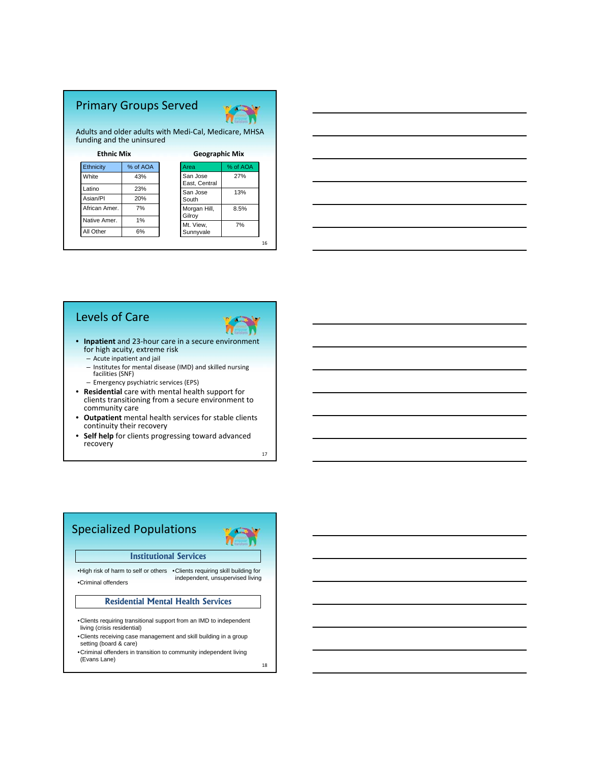## Primary Groups Served

Adults and older adults with Medi-Cal, Medicare, MHSA funding and the uninsured

**Ethnic Mix**

| Ethnicity | % of AOA |
|---|---|
| White | 43% |
| Latino | 23% |
| Asian/PI | 20% |
| African Amer. | 7% |
| Native Amer. | 1% |
| All Other | 6% |

**Geographic Mix**

| Area | % of AOA |
|---|---|
| San Jose East, Central | 27% |
| San Jose South | 13% |
| Morgan Hill, Gilroy | 8.5% |
| Mt. View, Sunnyvale | 7% |

## Levels of Care

- **Inpatient** and 23-hour care in a secure environment for high acuity, extreme risk
  - Acute inpatient and jail
  - Institutes for mental disease (IMD) and skilled nursing facilities (SNF)
  - Emergency psychiatric services (EPS)
- **Residential** care with mental health support for clients transitioning from a secure environment to community care
- **Outpatient** mental health services for stable clients continuity their recovery
- **Self help** for clients progressing toward advanced recovery

## Specialized Populations

### Institutional Services

- High risk of harm to self or others
- Criminal offenders
- Clients requiring skill building for independent, unsupervised living

### Residential Mental Health Services

- Clients requiring transitional support from an IMD to independent living (crisis residential)
- Clients receiving case management and skill building in a group setting (board & care)
- Criminal offenders in transition to community independent living (Evans Lane)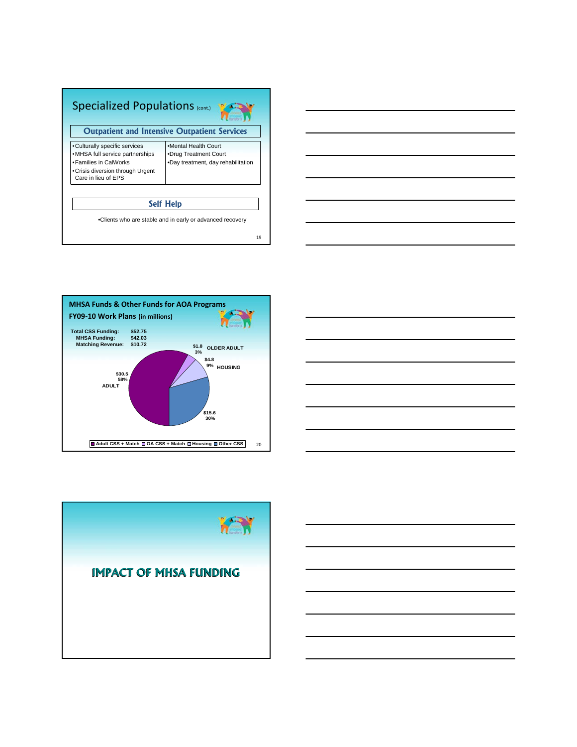## Specialized Populations (cont.)

### Outpatient and Intensive Outpatient Services

| | |
|---|---|
| • Culturally specific services<br>• MHSA full service partnerships<br>• Families in CalWorks<br>• Crisis diversion through Urgent Care in lieu of EPS | • Mental Health Court<br>• Drug Treatment Court<br>• Day treatment, day rehabilitation |

### Self Help

- Clients who are stable and in early or advanced recovery

---

## MHSA Funds & Other Funds for AOA Programs

### FY09-10 Work Plans (in millions)

Total CSS Funding: $52.75
MHSA Funding: $42.03
Matching Revenue: $10.72

| Category | Amount | Percent |
|---|---|---|
| Adult CSS + Match (ADULT) | $30.5 | 58% |
| OA CSS + Match (OLDER ADULT) | $1.8 | 3% |
| Housing (HOUSING) | $4.8 | 9% |
| Other CSS | $15.6 | 30% |

---

## IMPACT OF MHSA FUNDING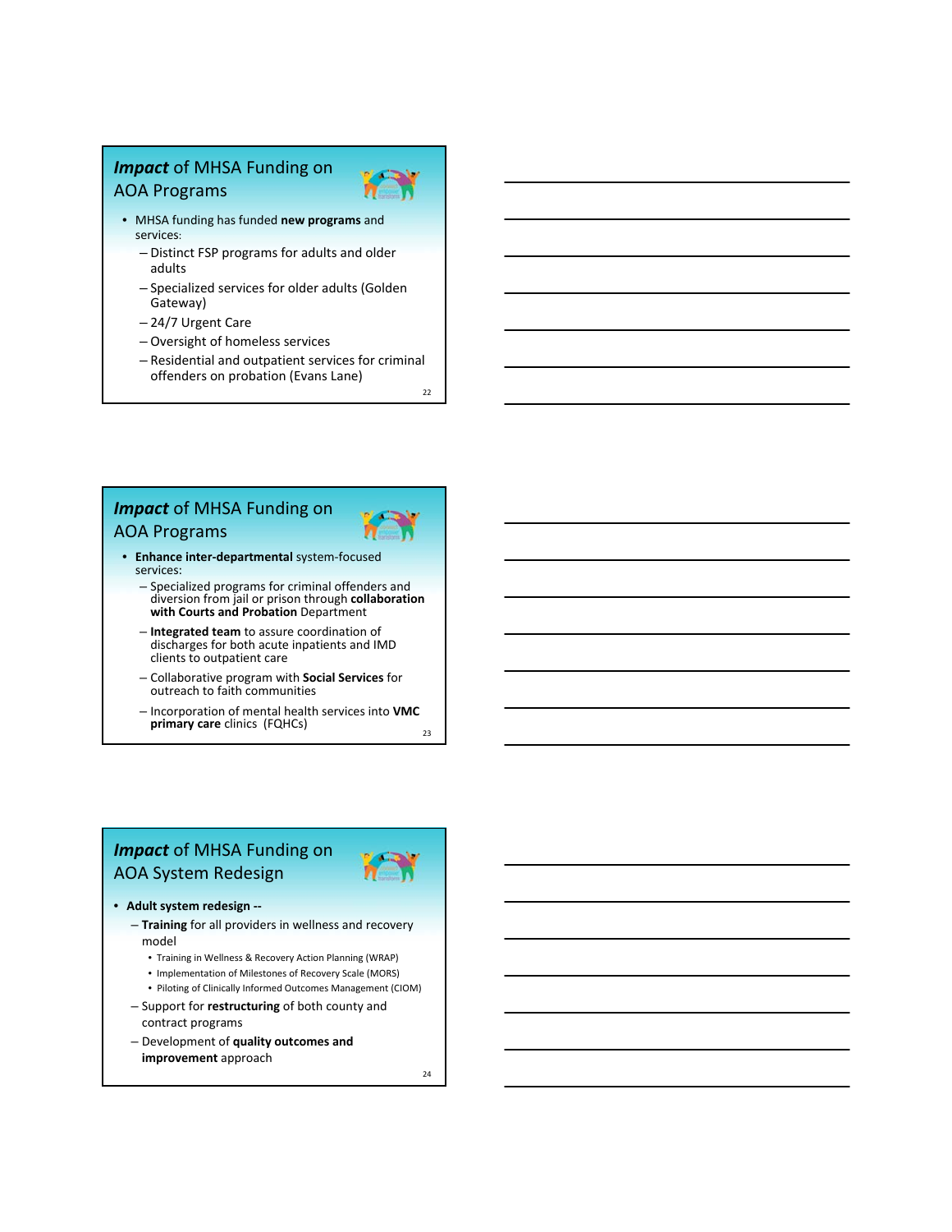## ***Impact*** of MHSA Funding on AOA Programs

- MHSA funding has funded **new programs** and services:
  - Distinct FSP programs for adults and older adults
  - Specialized services for older adults (Golden Gateway)
  - 24/7 Urgent Care
  - Oversight of homeless services
  - Residential and outpatient services for criminal offenders on probation (Evans Lane)

## ***Impact*** of MHSA Funding on AOA Programs

- **Enhance inter-departmental** system-focused services:
  - Specialized programs for criminal offenders and diversion from jail or prison through **collaboration with Courts and Probation** Department
  - **Integrated team** to assure coordination of discharges for both acute inpatients and IMD clients to outpatient care
  - Collaborative program with **Social Services** for outreach to faith communities
  - Incorporation of mental health services into **VMC primary care** clinics (FQHCs)

## ***Impact*** of MHSA Funding on AOA System Redesign

- **Adult system redesign --**
  - **Training** for all providers in wellness and recovery model
    - Training in Wellness & Recovery Action Planning (WRAP)
    - Implementation of Milestones of Recovery Scale (MORS)
    - Piloting of Clinically Informed Outcomes Management (CIOM)
  - Support for **restructuring** of both county and contract programs
  - Development of **quality outcomes and improvement** approach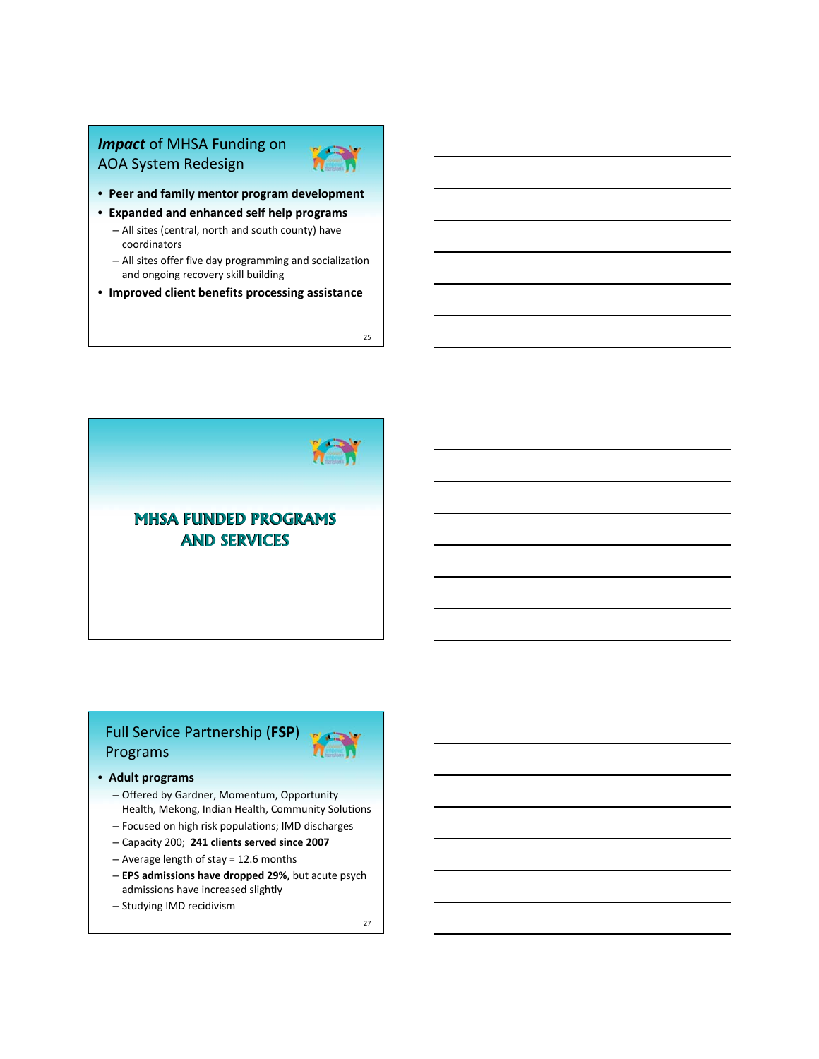## *Impact* of MHSA Funding on AOA System Redesign

- **Peer and family mentor program development**
- **Expanded and enhanced self help programs**
  - All sites (central, north and south county) have coordinators
  - All sites offer five day programming and socialization and ongoing recovery skill building
- **Improved client benefits processing assistance**

## MHSA FUNDED PROGRAMS AND SERVICES

## Full Service Partnership (**FSP**) Programs

- **Adult programs**
  - Offered by Gardner, Momentum, Opportunity Health, Mekong, Indian Health, Community Solutions
  - Focused on high risk populations; IMD discharges
  - Capacity 200; **241 clients served since 2007**
  - Average length of stay = 12.6 months
  - **EPS admissions have dropped 29%,** but acute psych admissions have increased slightly
  - Studying IMD recidivism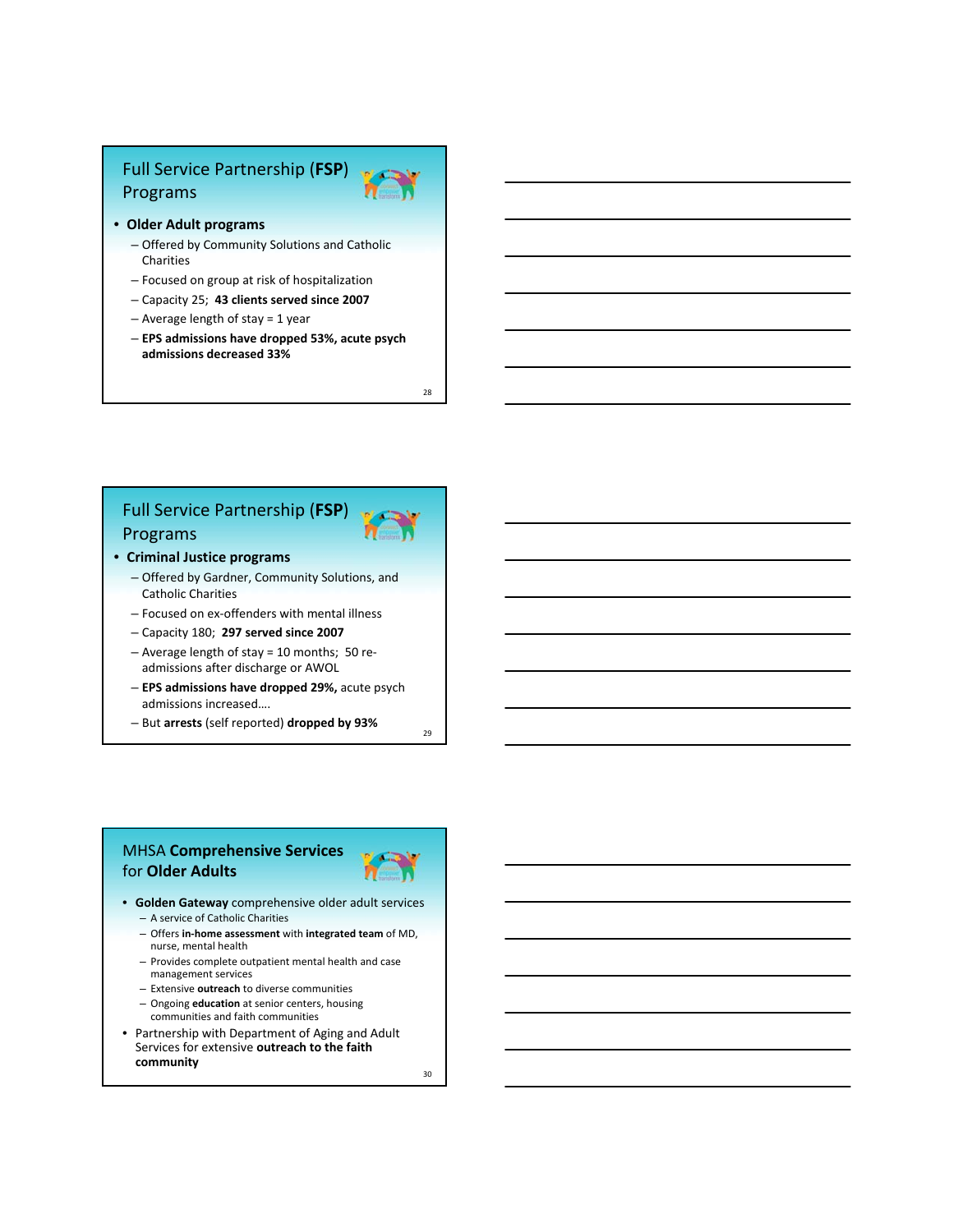## Full Service Partnership (**FSP**) Programs

- **Older Adult programs**
  - Offered by Community Solutions and Catholic Charities
  - Focused on group at risk of hospitalization
  - Capacity 25; **43 clients served since 2007**
  - Average length of stay = 1 year
  - **EPS admissions have dropped 53%, acute psych admissions decreased 33%**

## Full Service Partnership (**FSP**) Programs

- **Criminal Justice programs**
  - Offered by Gardner, Community Solutions, and Catholic Charities
  - Focused on ex-offenders with mental illness
  - Capacity 180; **297 served since 2007**
  - Average length of stay = 10 months; 50 re-admissions after discharge or AWOL
  - **EPS admissions have dropped 29%,** acute psych admissions increased….
  - But **arrests** (self reported) **dropped by 93%**

## MHSA **Comprehensive Services for Older Adults**

- **Golden Gateway** comprehensive older adult services
  - A service of Catholic Charities
  - Offers **in-home assessment** with **integrated team** of MD, nurse, mental health
  - Provides complete outpatient mental health and case management services
  - Extensive **outreach** to diverse communities
  - Ongoing **education** at senior centers, housing communities and faith communities
- Partnership with Department of Aging and Adult Services for extensive **outreach to the faith community**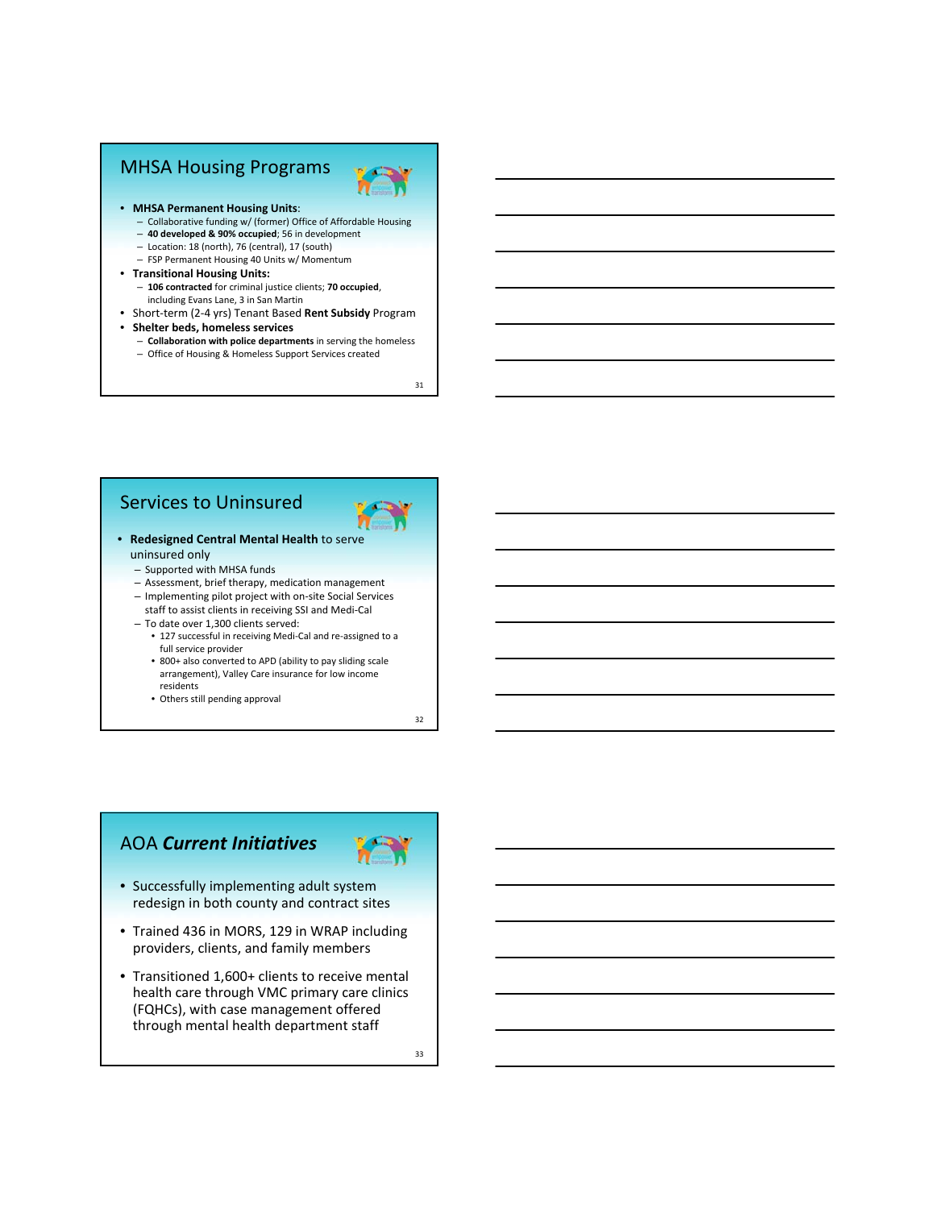## MHSA Housing Programs

- **MHSA Permanent Housing Units**:
  - Collaborative funding w/ (former) Office of Affordable Housing
  - **40 developed & 90% occupied**; 56 in development
  - Location: 18 (north), 76 (central), 17 (south)
  - FSP Permanent Housing 40 Units w/ Momentum
- **Transitional Housing Units:**
  - **106 contracted** for criminal justice clients; **70 occupied**, including Evans Lane, 3 in San Martin
- Short-term (2-4 yrs) Tenant Based **Rent Subsidy** Program
- **Shelter beds, homeless services**
  - **Collaboration with police departments** in serving the homeless
  - Office of Housing & Homeless Support Services created

## Services to Uninsured

- **Redesigned Central Mental Health** to serve uninsured only
  - Supported with MHSA funds
  - Assessment, brief therapy, medication management
  - Implementing pilot project with on-site Social Services staff to assist clients in receiving SSI and Medi-Cal
  - To date over 1,300 clients served:
    - 127 successful in receiving Medi-Cal and re-assigned to a full service provider
    - 800+ also converted to APD (ability to pay sliding scale arrangement), Valley Care insurance for low income residents
    - Others still pending approval

## AOA *Current Initiatives*

- Successfully implementing adult system redesign in both county and contract sites
- Trained 436 in MORS, 129 in WRAP including providers, clients, and family members
- Transitioned 1,600+ clients to receive mental health care through VMC primary care clinics (FQHCs), with case management offered through mental health department staff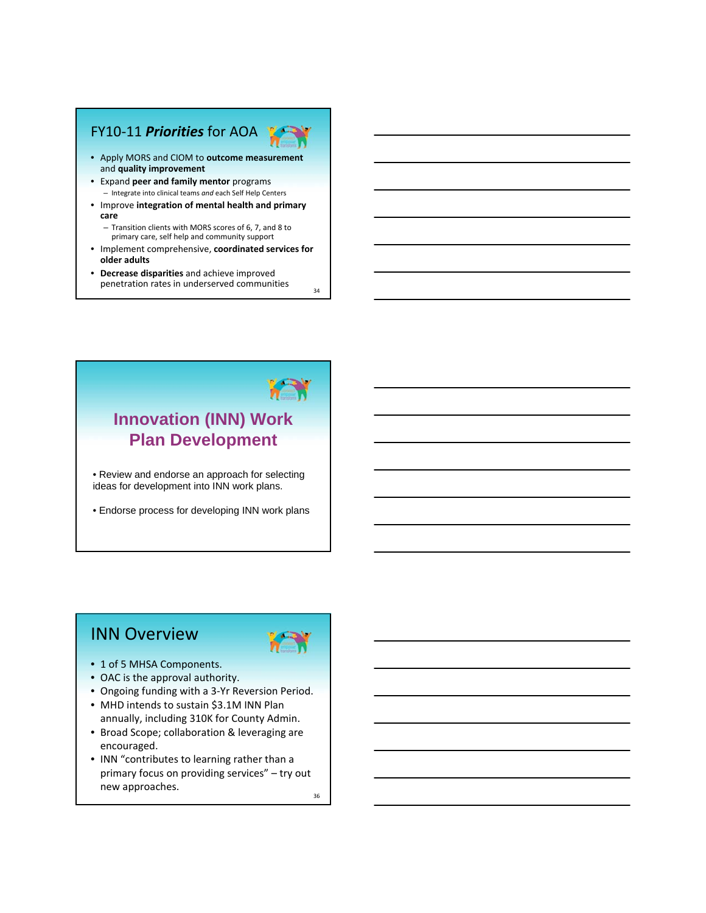## FY10-11 ***Priorities*** for AOA

- Apply MORS and CIOM to **outcome measurement** and **quality improvement**
- Expand **peer and family mentor** programs
  - Integrate into clinical teams *and* each Self Help Centers
- Improve **integration of mental health and primary care**
  - Transition clients with MORS scores of 6, 7, and 8 to primary care, self help and community support
- Implement comprehensive, **coordinated services for older adults**
- **Decrease disparities** and achieve improved penetration rates in underserved communities

## Innovation (INN) Work Plan Development

- Review and endorse an approach for selecting ideas for development into INN work plans.
- Endorse process for developing INN work plans

## INN Overview

- 1 of 5 MHSA Components.
- OAC is the approval authority.
- Ongoing funding with a 3-Yr Reversion Period.
- MHD intends to sustain $3.1M INN Plan annually, including 310K for County Admin.
- Broad Scope; collaboration & leveraging are encouraged.
- INN "contributes to learning rather than a primary focus on providing services" – try out new approaches.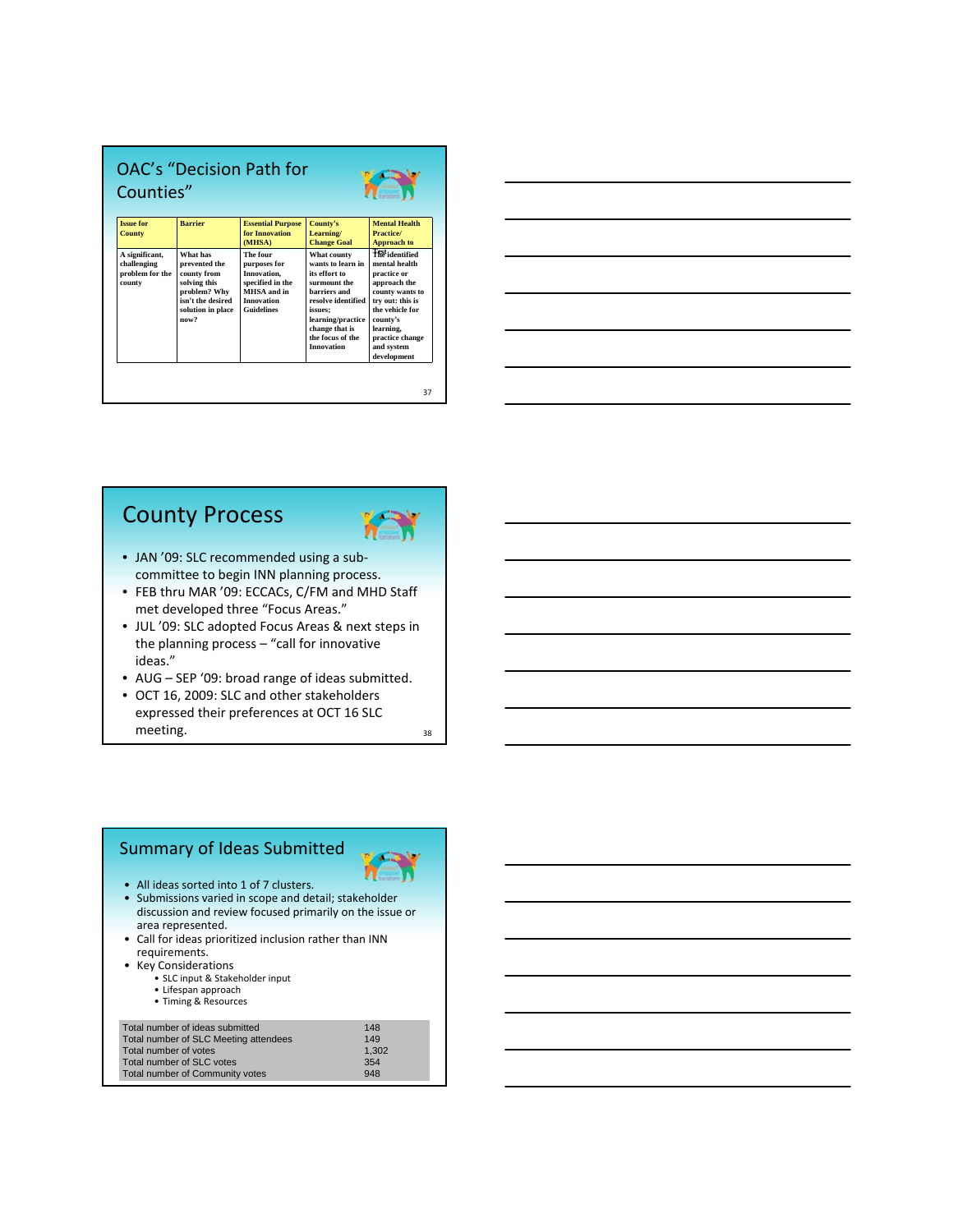## OAC's "Decision Path for Counties"

| Issue for County | Barrier | Essential Purpose for Innovation (MHSA) | County's Learning/ Change Goal | Mental Health Practice/ Approach to Test |
|---|---|---|---|---|
| A significant, challenging problem for the county | What has prevented the county from solving this problem? Why isn't the desired solution in place now? | The four purposes for Innovation, specified in the MHSA and in Innovation Guidelines | What county wants to learn in its effort to surmount the barriers and resolve identified issues; learning/practice change that is the focus of the Innovation | The identified mental health practice or approach the county wants to try out: this is the vehicle for the county's learning, practice change and system development |

## County Process

- JAN '09: SLC recommended using a sub-committee to begin INN planning process.
- FEB thru MAR '09: ECCACs, C/FM and MHD Staff met developed three "Focus Areas."
- JUL '09: SLC adopted Focus Areas & next steps in the planning process – "call for innovative ideas."
- AUG – SEP '09: broad range of ideas submitted.
- OCT 16, 2009: SLC and other stakeholders expressed their preferences at OCT 16 SLC meeting.

## Summary of Ideas Submitted

- All ideas sorted into 1 of 7 clusters.
- Submissions varied in scope and detail; stakeholder discussion and review focused primarily on the issue or area represented.
- Call for ideas prioritized inclusion rather than INN requirements.
- Key Considerations
  - SLC input & Stakeholder input
  - Lifespan approach
  - Timing & Resources

| | |
|---|---|
| Total number of ideas submitted | 148 |
| Total number of SLC Meeting attendees | 149 |
| Total number of votes | 1,302 |
| Total number of SLC votes | 354 |
| Total number of Community votes | 948 |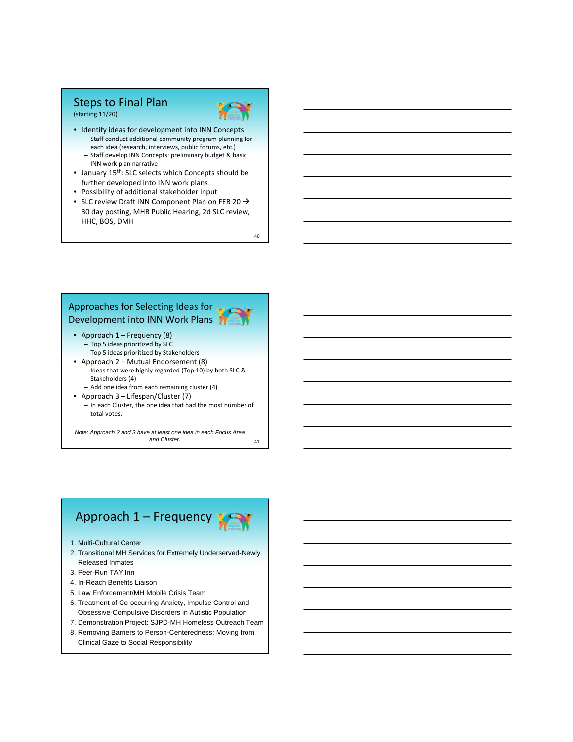## Steps to Final Plan

(starting 11/20)

- Identify ideas for development into INN Concepts
  - Staff conduct additional community program planning for each idea (research, interviews, public forums, etc.)
  - Staff develop INN Concepts: preliminary budget & basic INN work plan narrative
- January 15th: SLC selects which Concepts should be further developed into INN work plans
- Possibility of additional stakeholder input
- SLC review Draft INN Component Plan on FEB 20 → 30 day posting, MHB Public Hearing, 2d SLC review, HHC, BOS, DMH

## Approaches for Selecting Ideas for Development into INN Work Plans

- Approach 1 – Frequency (8)
  - Top 5 ideas prioritized by SLC
  - Top 5 ideas prioritized by Stakeholders
- Approach 2 – Mutual Endorsement (8)
  - Ideas that were highly regarded (Top 10) by both SLC & Stakeholders (4)
  - Add one idea from each remaining cluster (4)
- Approach 3 – Lifespan/Cluster (7)
  - In each Cluster, the one idea that had the most number of total votes.

*Note: Approach 2 and 3 have at least one idea in each Focus Area and Cluster.*

## Approach 1 – Frequency

1. Multi-Cultural Center
2. Transitional MH Services for Extremely Underserved-Newly Released Inmates
3. Peer-Run TAY Inn
4. In-Reach Benefits Liaison
5. Law Enforcement/MH Mobile Crisis Team
6. Treatment of Co-occurring Anxiety, Impulse Control and Obsessive-Compulsive Disorders in Autistic Population
7. Demonstration Project: SJPD-MH Homeless Outreach Team
8. Removing Barriers to Person-Centeredness: Moving from Clinical Gaze to Social Responsibility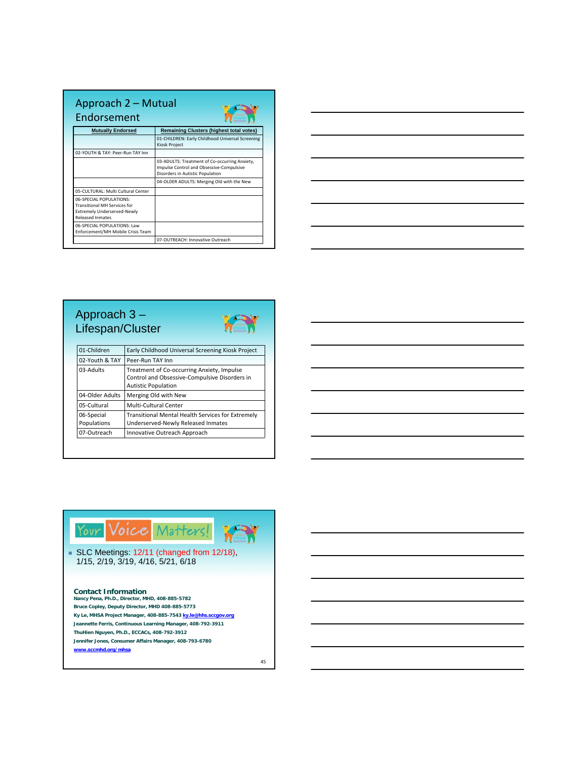## Approach 2 – Mutual Endorsement

| Mutually Endorsed | Remaining Clusters (highest total votes) |
|---|---|
| | 01-CHILDREN: Early Childhood Universal Screening Kiosk Project |
| 02-YOUTH & TAY: Peer-Run TAY Inn | |
| | 03-ADULTS: Treatment of Co-occurring Anxiety, Impulse Control and Obsessive-Compulsive Disorders in Autistic Population |
| | 04-OLDER ADULTS: Merging Old with the New |
| 05-CULTURAL: Multi Cultural Center | |
| 06-SPECIAL POPULATIONS: Transitional MH Services for Extremely Underserved-Newly Released Inmates | |
| 06-SPECIAL POPULATIONS: Law Enforcement/MH Mobile Crisis Team | |
| | 07-OUTREACH: Innovative Outreach |

## Approach 3 – Lifespan/Cluster

| | |
|---|---|
| 01-Children | Early Childhood Universal Screening Kiosk Project |
| 02-Youth & TAY | Peer-Run TAY Inn |
| 03-Adults | Treatment of Co-occurring Anxiety, Impulse Control and Obsessive-Compulsive Disorders in Autistic Population |
| 04-Older Adults | Merging Old with New |
| 05-Cultural | Multi-Cultural Center |
| 06-Special Populations | Transitional Mental Health Services for Extremely Underserved-Newly Released Inmates |
| 07-Outreach | Innovative Outreach Approach |

## Your Voice Matters!

- SLC Meetings: 12/11 (changed from 12/18), 1/15, 2/19, 3/19, 4/16, 5/21, 6/18

### Contact Information

**Nancy Pena, Ph.D., Director, MHD, 408-885-5782**
**Bruce Copley, Deputy Director, MHD 408-885-5773**
**Ky Le, MHSA Project Manager, 408-885-7543 ky.le@hhs.sccgov.org**
**Jeannette Ferris, Continuous Learning Manager, 408-792-3911**
**ThuHien Nguyen, Ph.D., ECCACs, 408-792-3912**
**Jennifer Jones, Consumer Affairs Manager, 408-793-6780**
**www.sccmhd.org/mhsa**